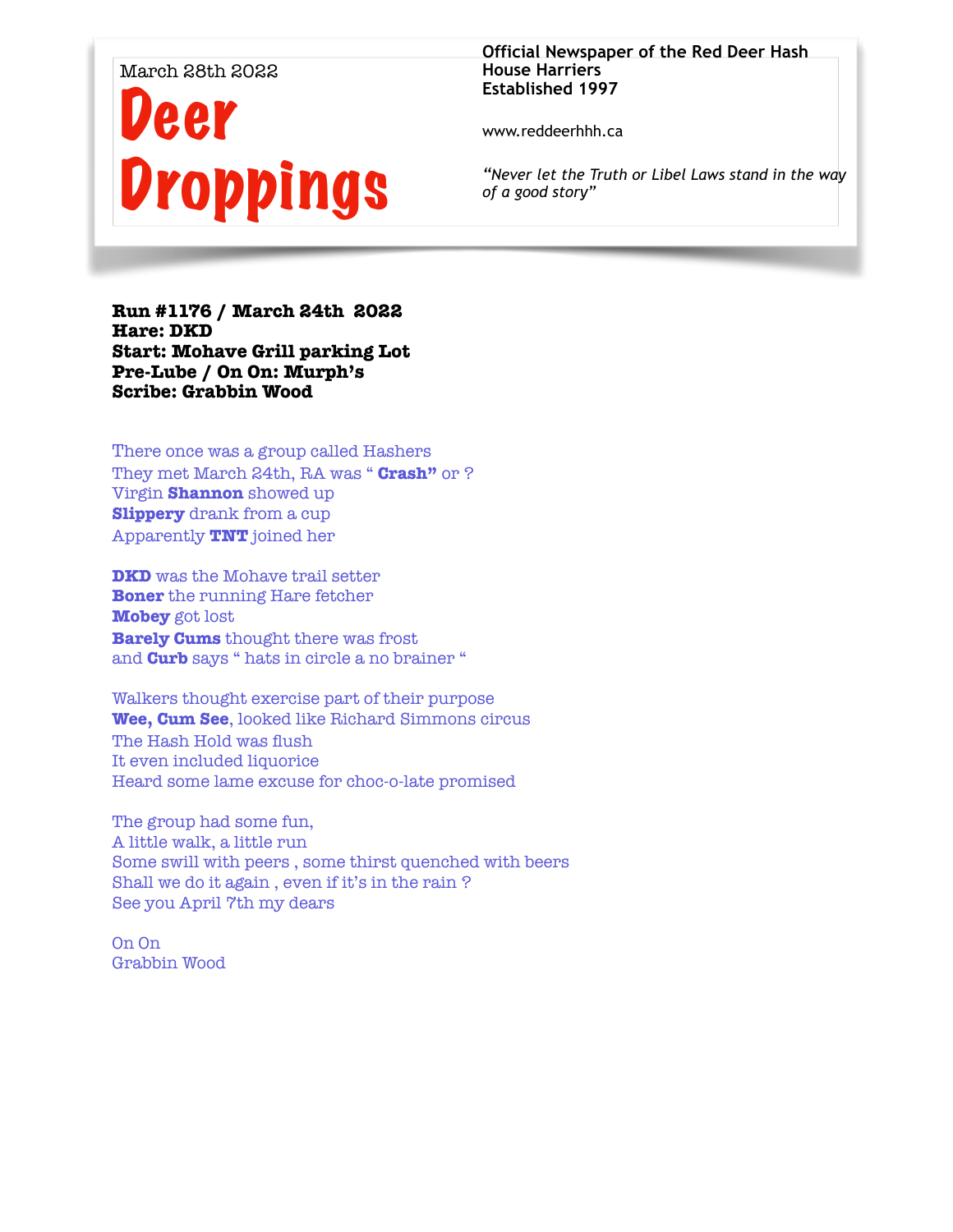March 28th 2022

# Deer Droppings

**Official Newspaper of the Red Deer Hash House Harriers**
**Established 1997**

www.reddeerhhh.ca

*"Never let the Truth or Libel Laws stand in the way of a good story"*

**Run #1176 / March 24th 2022**
**Hare: DKD**
**Start: Mohave Grill parking Lot**
**Pre-Lube / On On: Murph's**
**Scribe: Grabbin Wood**

There once was a group called Hashers
They met March 24th, RA was " **Crash"** or ?
Virgin **Shannon** showed up
**Slippery** drank from a cup
Apparently **TNT** joined her

**DKD** was the Mohave trail setter
**Boner** the running Hare fetcher
**Mobey** got lost
**Barely Cums** thought there was frost
and **Curb** says " hats in circle a no brainer "

Walkers thought exercise part of their purpose
**Wee, Cum See**, looked like Richard Simmons circus
The Hash Hold was flush
It even included liquorice
Heard some lame excuse for choc-o-late promised

The group had some fun,
A little walk, a little run
Some swill with peers , some thirst quenched with beers
Shall we do it again , even if it's in the rain ?
See you April 7th my dears

On On
Grabbin Wood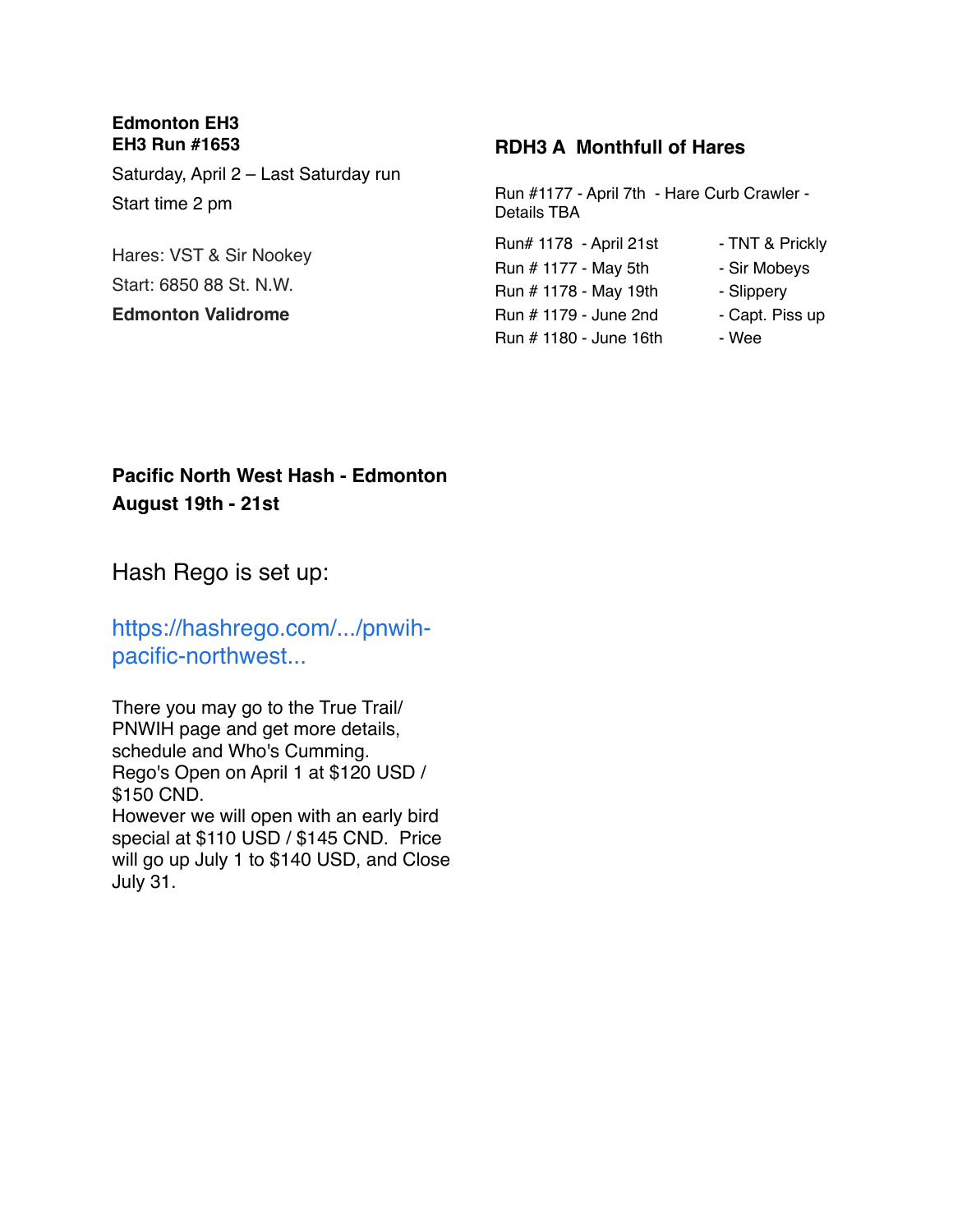**Edmonton EH3**
**EH3 Run #1653**

Saturday, April 2 – Last Saturday run

Start time 2 pm

Hares: VST & Sir Nookey

Start: 6850 88 St. N.W.

**Edmonton Validrome**

**RDH3 A Monthfull of Hares**

Run #1177 - April 7th - Hare Curb Crawler - Details TBA

| | |
|---|---|
| Run# 1178 - April 21st | - TNT & Prickly |
| Run # 1177 - May 5th | - Sir Mobeys |
| Run # 1178 - May 19th | - Slippery |
| Run # 1179 - June 2nd | - Capt. Piss up |
| Run # 1180 - June 16th | - Wee |

**Pacific North West Hash - Edmonton**
**August 19th - 21st**

Hash Rego is set up:

https://hashrego.com/.../pnwih-pacific-northwest...

There you may go to the True Trail/ PNWIH page and get more details, schedule and Who's Cumming.
Rego's Open on April 1 at $120 USD / $150 CND.
However we will open with an early bird special at $110 USD / $145 CND. Price will go up July 1 to $140 USD, and Close July 31.